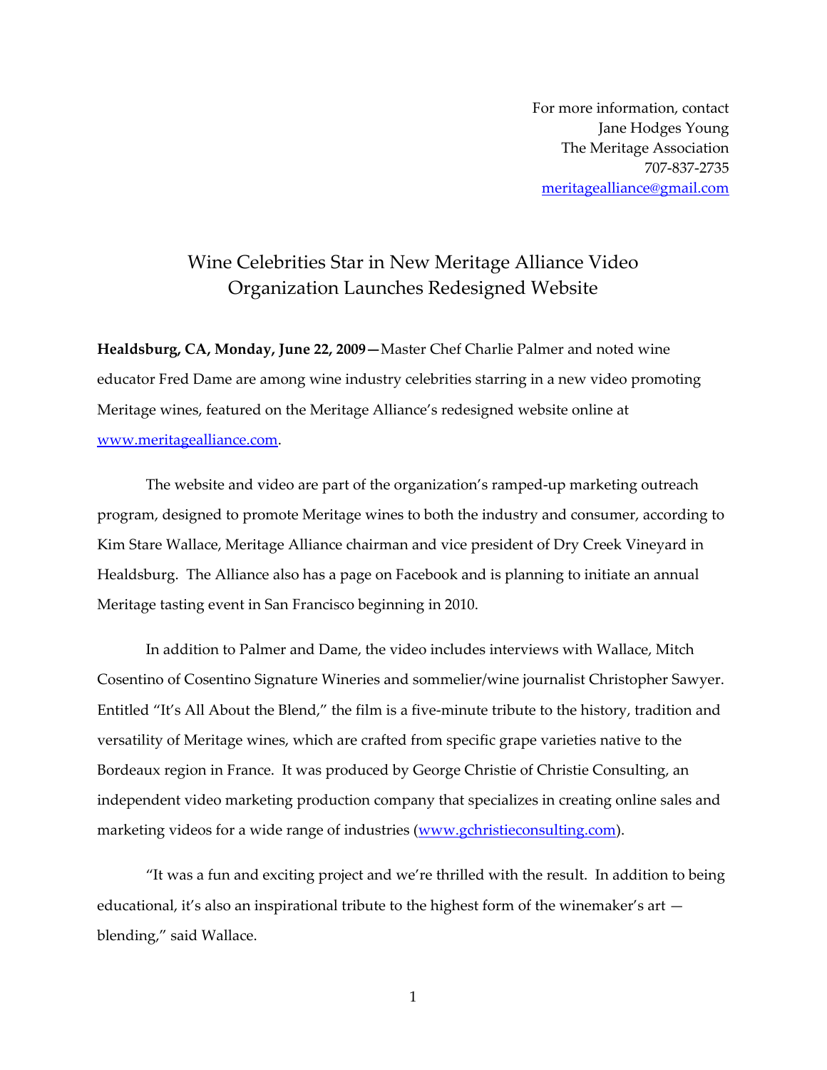For more information, contact
Jane Hodges Young
The Meritage Association
707-837-2735
meritagealliance@gmail.com

# Wine Celebrities Star in New Meritage Alliance Video
## Organization Launches Redesigned Website

**Healdsburg, CA, Monday, June 22, 2009**—Master Chef Charlie Palmer and noted wine educator Fred Dame are among wine industry celebrities starring in a new video promoting Meritage wines, featured on the Meritage Alliance's redesigned website online at www.meritagealliance.com.

The website and video are part of the organization's ramped-up marketing outreach program, designed to promote Meritage wines to both the industry and consumer, according to Kim Stare Wallace, Meritage Alliance chairman and vice president of Dry Creek Vineyard in Healdsburg. The Alliance also has a page on Facebook and is planning to initiate an annual Meritage tasting event in San Francisco beginning in 2010.

In addition to Palmer and Dame, the video includes interviews with Wallace, Mitch Cosentino of Cosentino Signature Wineries and sommelier/wine journalist Christopher Sawyer. Entitled "It's All About the Blend," the film is a five-minute tribute to the history, tradition and versatility of Meritage wines, which are crafted from specific grape varieties native to the Bordeaux region in France. It was produced by George Christie of Christie Consulting, an independent video marketing production company that specializes in creating online sales and marketing videos for a wide range of industries (www.gchristieconsulting.com).

"It was a fun and exciting project and we're thrilled with the result. In addition to being educational, it's also an inspirational tribute to the highest form of the winemaker's art — blending," said Wallace.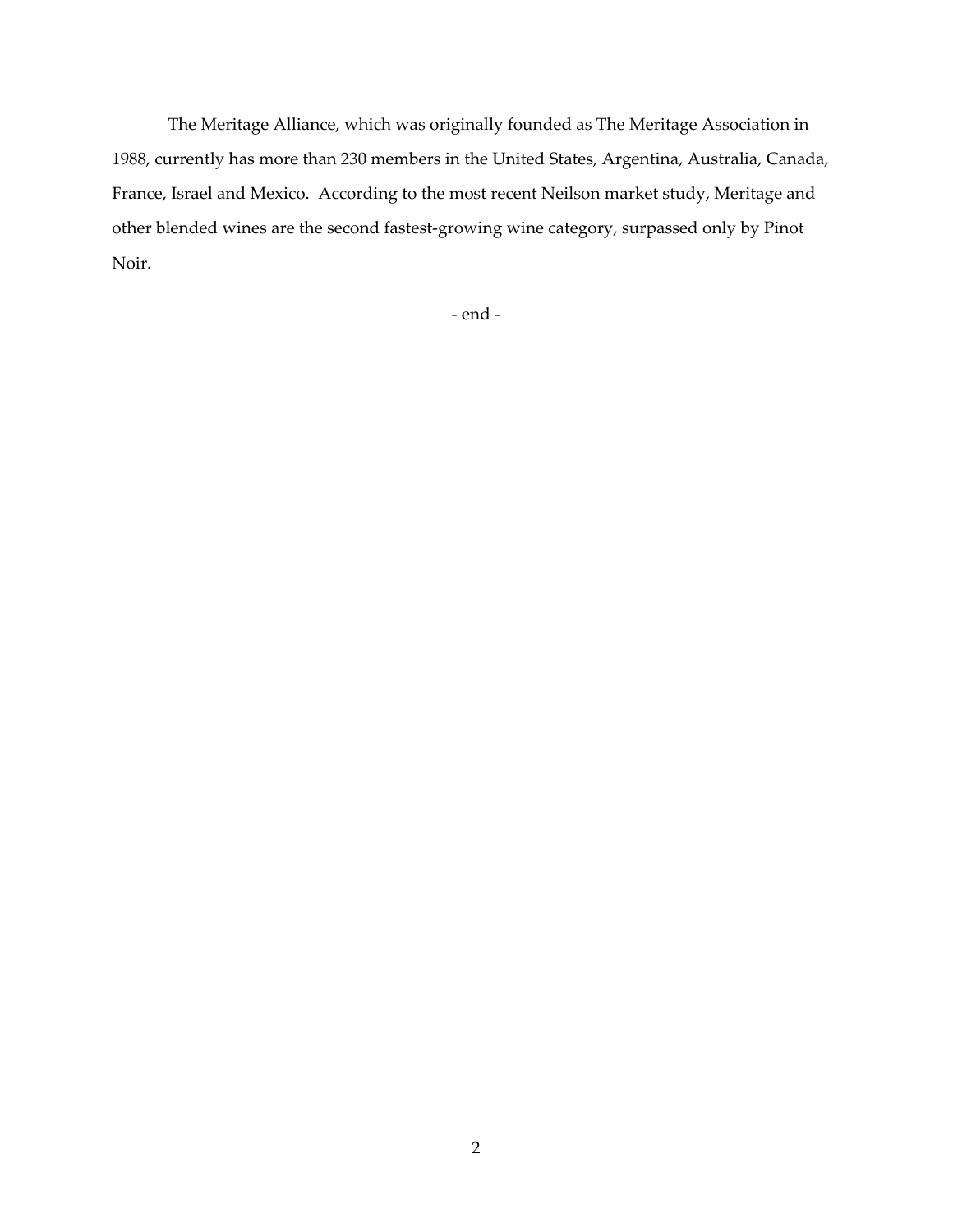The Meritage Alliance, which was originally founded as The Meritage Association in 1988, currently has more than 230 members in the United States, Argentina, Australia, Canada, France, Israel and Mexico. According to the most recent Neilson market study, Meritage and other blended wines are the second fastest-growing wine category, surpassed only by Pinot Noir.

- end -